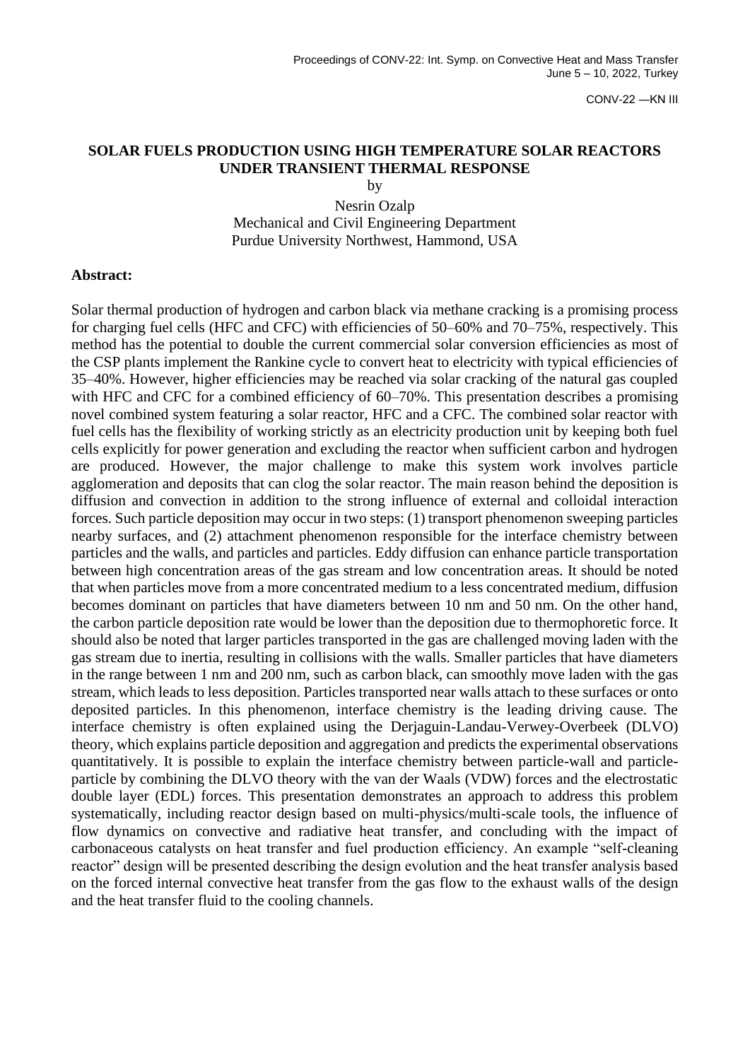CONV-22 —KN III

# SOLAR FUELS PRODUCTION USING HIGH TEMPERATURE SOLAR REACTORS UNDER TRANSIENT THERMAL RESPONSE

by

Nesrin Ozalp
Mechanical and Civil Engineering Department
Purdue University Northwest, Hammond, USA

**Abstract:**

Solar thermal production of hydrogen and carbon black via methane cracking is a promising process for charging fuel cells (HFC and CFC) with efficiencies of 50–60% and 70–75%, respectively. This method has the potential to double the current commercial solar conversion efficiencies as most of the CSP plants implement the Rankine cycle to convert heat to electricity with typical efficiencies of 35–40%. However, higher efficiencies may be reached via solar cracking of the natural gas coupled with HFC and CFC for a combined efficiency of 60–70%. This presentation describes a promising novel combined system featuring a solar reactor, HFC and a CFC. The combined solar reactor with fuel cells has the flexibility of working strictly as an electricity production unit by keeping both fuel cells explicitly for power generation and excluding the reactor when sufficient carbon and hydrogen are produced. However, the major challenge to make this system work involves particle agglomeration and deposits that can clog the solar reactor. The main reason behind the deposition is diffusion and convection in addition to the strong influence of external and colloidal interaction forces. Such particle deposition may occur in two steps: (1) transport phenomenon sweeping particles nearby surfaces, and (2) attachment phenomenon responsible for the interface chemistry between particles and the walls, and particles and particles. Eddy diffusion can enhance particle transportation between high concentration areas of the gas stream and low concentration areas. It should be noted that when particles move from a more concentrated medium to a less concentrated medium, diffusion becomes dominant on particles that have diameters between 10 nm and 50 nm. On the other hand, the carbon particle deposition rate would be lower than the deposition due to thermophoretic force. It should also be noted that larger particles transported in the gas are challenged moving laden with the gas stream due to inertia, resulting in collisions with the walls. Smaller particles that have diameters in the range between 1 nm and 200 nm, such as carbon black, can smoothly move laden with the gas stream, which leads to less deposition. Particles transported near walls attach to these surfaces or onto deposited particles. In this phenomenon, interface chemistry is the leading driving cause. The interface chemistry is often explained using the Derjaguin-Landau-Verwey-Overbeek (DLVO) theory, which explains particle deposition and aggregation and predicts the experimental observations quantitatively. It is possible to explain the interface chemistry between particle-wall and particle-particle by combining the DLVO theory with the van der Waals (VDW) forces and the electrostatic double layer (EDL) forces. This presentation demonstrates an approach to address this problem systematically, including reactor design based on multi-physics/multi-scale tools, the influence of flow dynamics on convective and radiative heat transfer, and concluding with the impact of carbonaceous catalysts on heat transfer and fuel production efficiency. An example "self-cleaning reactor" design will be presented describing the design evolution and the heat transfer analysis based on the forced internal convective heat transfer from the gas flow to the exhaust walls of the design and the heat transfer fluid to the cooling channels.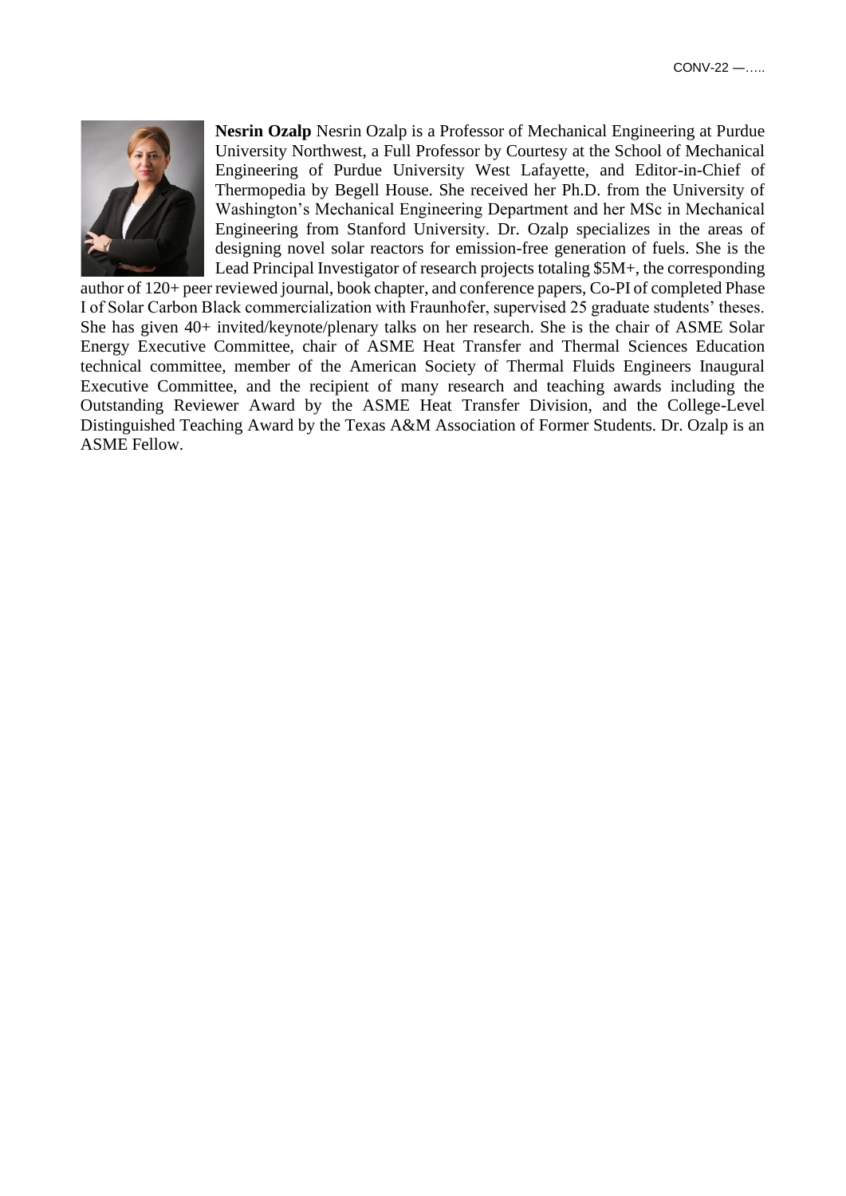**Nesrin Ozalp** Nesrin Ozalp is a Professor of Mechanical Engineering at Purdue University Northwest, a Full Professor by Courtesy at the School of Mechanical Engineering of Purdue University West Lafayette, and Editor-in-Chief of Thermopedia by Begell House. She received her Ph.D. from the University of Washington's Mechanical Engineering Department and her MSc in Mechanical Engineering from Stanford University. Dr. Ozalp specializes in the areas of designing novel solar reactors for emission-free generation of fuels. She is the Lead Principal Investigator of research projects totaling $5M+, the corresponding author of 120+ peer reviewed journal, book chapter, and conference papers, Co-PI of completed Phase I of Solar Carbon Black commercialization with Fraunhofer, supervised 25 graduate students' theses. She has given 40+ invited/keynote/plenary talks on her research. She is the chair of ASME Solar Energy Executive Committee, chair of ASME Heat Transfer and Thermal Sciences Education technical committee, member of the American Society of Thermal Fluids Engineers Inaugural Executive Committee, and the recipient of many research and teaching awards including the Outstanding Reviewer Award by the ASME Heat Transfer Division, and the College-Level Distinguished Teaching Award by the Texas A&M Association of Former Students. Dr. Ozalp is an ASME Fellow.